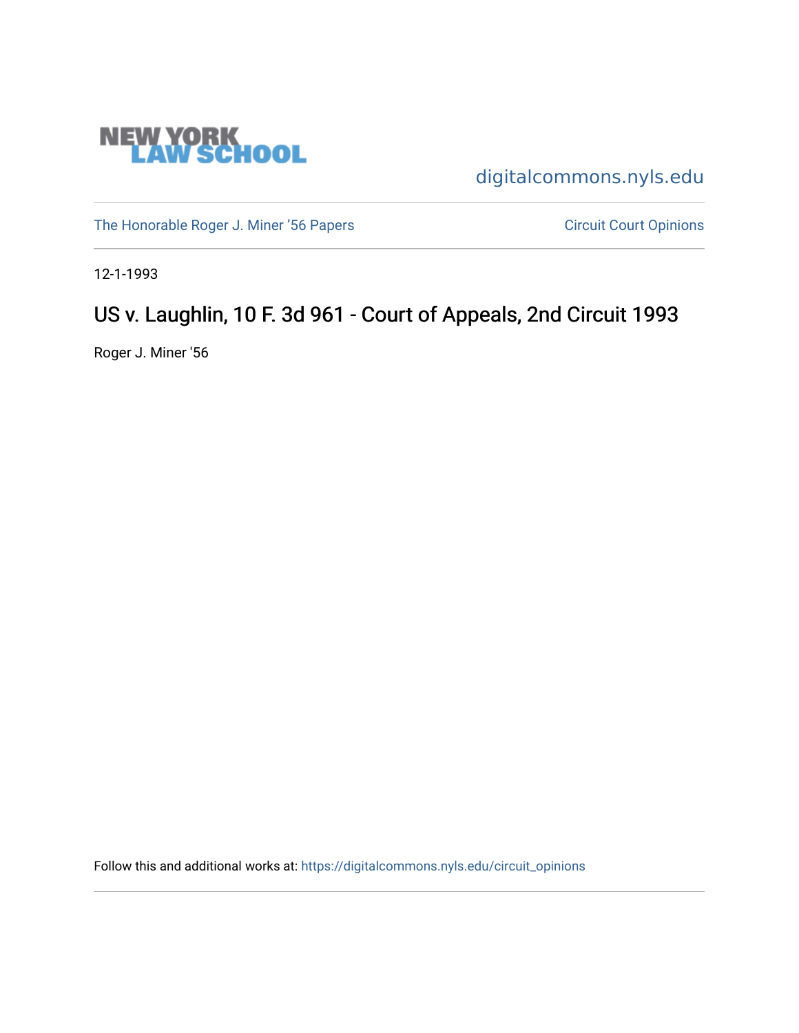NEW YORK LAW SCHOOL

digitalcommons.nyls.edu

The Honorable Roger J. Miner '56 Papers

Circuit Court Opinions

12-1-1993

# US v. Laughlin, 10 F. 3d 961 - Court of Appeals, 2nd Circuit 1993

Roger J. Miner '56

Follow this and additional works at: https://digitalcommons.nyls.edu/circuit_opinions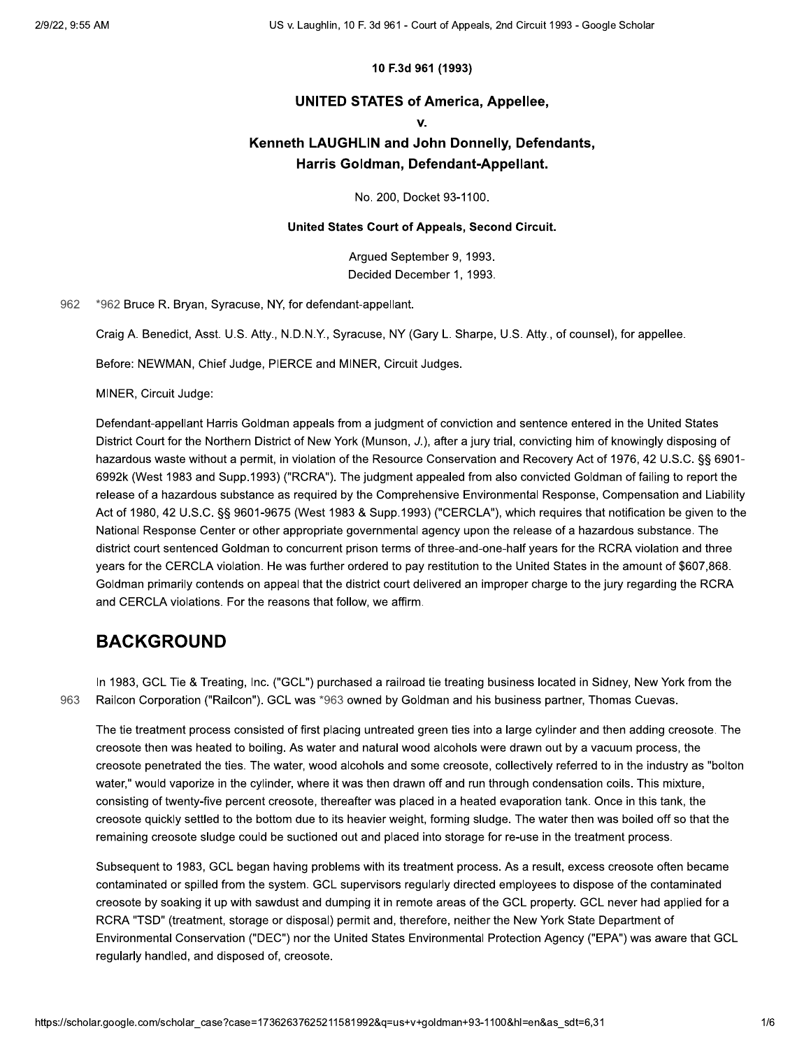**10 F.3d 961 (1993)**

## UNITED STATES of America, Appellee,

## v.

## Kenneth LAUGHLIN and John Donnelly, Defendants, Harris Goldman, Defendant-Appellant.

No. 200, Docket 93-1100.

**United States Court of Appeals, Second Circuit.**

Argued September 9, 1993.
Decided December 1, 1993.

*962 Bruce R. Bryan, Syracuse, NY, for defendant-appellant.

Craig A. Benedict, Asst. U.S. Atty., N.D.N.Y., Syracuse, NY (Gary L. Sharpe, U.S. Atty., of counsel), for appellee.

Before: NEWMAN, Chief Judge, PIERCE and MINER, Circuit Judges.

MINER, Circuit Judge:

Defendant-appellant Harris Goldman appeals from a judgment of conviction and sentence entered in the United States District Court for the Northern District of New York (Munson, *J.*), after a jury trial, convicting him of knowingly disposing of hazardous waste without a permit, in violation of the Resource Conservation and Recovery Act of 1976, 42 U.S.C. §§ 6901-6992k (West 1983 and Supp.1993) ("RCRA"). The judgment appealed from also convicted Goldman of failing to report the release of a hazardous substance as required by the Comprehensive Environmental Response, Compensation and Liability Act of 1980, 42 U.S.C. §§ 9601-9675 (West 1983 & Supp.1993) ("CERCLA"), which requires that notification be given to the National Response Center or other appropriate governmental agency upon the release of a hazardous substance. The district court sentenced Goldman to concurrent prison terms of three-and-one-half years for the RCRA violation and three years for the CERCLA violation. He was further ordered to pay restitution to the United States in the amount of $607,868. Goldman primarily contends on appeal that the district court delivered an improper charge to the jury regarding the RCRA and CERCLA violations. For the reasons that follow, we affirm.

## BACKGROUND

In 1983, GCL Tie & Treating, Inc. ("GCL") purchased a railroad tie treating business located in Sidney, New York from the Railcon Corporation ("Railcon"). GCL was *963 owned by Goldman and his business partner, Thomas Cuevas.

The tie treatment process consisted of first placing untreated green ties into a large cylinder and then adding creosote. The creosote then was heated to boiling. As water and natural wood alcohols were drawn out by a vacuum process, the creosote penetrated the ties. The water, wood alcohols and some creosote, collectively referred to in the industry as "bolton water," would vaporize in the cylinder, where it was then drawn off and run through condensation coils. This mixture, consisting of twenty-five percent creosote, thereafter was placed in a heated evaporation tank. Once in this tank, the creosote quickly settled to the bottom due to its heavier weight, forming sludge. The water then was boiled off so that the remaining creosote sludge could be suctioned out and placed into storage for re-use in the treatment process.

Subsequent to 1983, GCL began having problems with its treatment process. As a result, excess creosote often became contaminated or spilled from the system. GCL supervisors regularly directed employees to dispose of the contaminated creosote by soaking it up with sawdust and dumping it in remote areas of the GCL property. GCL never had applied for a RCRA "TSD" (treatment, storage or disposal) permit and, therefore, neither the New York State Department of Environmental Conservation ("DEC") nor the United States Environmental Protection Agency ("EPA") was aware that GCL regularly handled, and disposed of, creosote.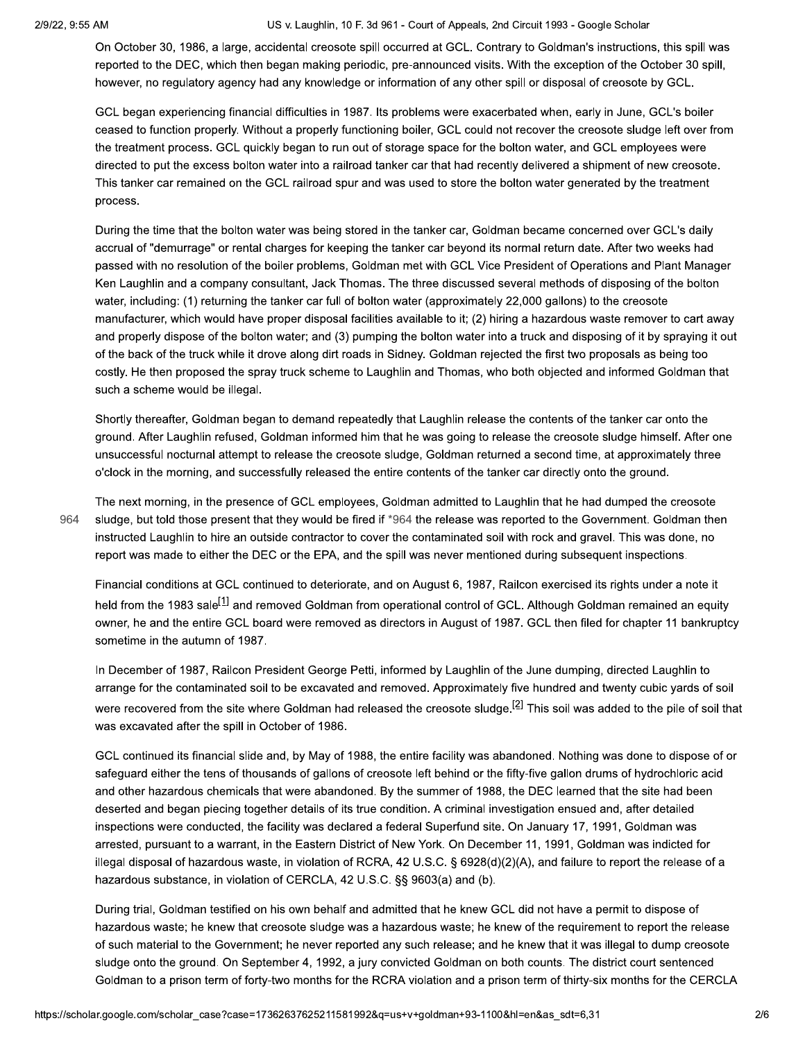On October 30, 1986, a large, accidental creosote spill occurred at GCL. Contrary to Goldman's instructions, this spill was reported to the DEC, which then began making periodic, pre-announced visits. With the exception of the October 30 spill, however, no regulatory agency had any knowledge or information of any other spill or disposal of creosote by GCL.

GCL began experiencing financial difficulties in 1987. Its problems were exacerbated when, early in June, GCL's boiler ceased to function properly. Without a properly functioning boiler, GCL could not recover the creosote sludge left over from the treatment process. GCL quickly began to run out of storage space for the bolton water, and GCL employees were directed to put the excess bolton water into a railroad tanker car that had recently delivered a shipment of new creosote. This tanker car remained on the GCL railroad spur and was used to store the bolton water generated by the treatment process.

During the time that the bolton water was being stored in the tanker car, Goldman became concerned over GCL's daily accrual of "demurrage" or rental charges for keeping the tanker car beyond its normal return date. After two weeks had passed with no resolution of the boiler problems, Goldman met with GCL Vice President of Operations and Plant Manager Ken Laughlin and a company consultant, Jack Thomas. The three discussed several methods of disposing of the bolton water, including: (1) returning the tanker car full of bolton water (approximately 22,000 gallons) to the creosote manufacturer, which would have proper disposal facilities available to it; (2) hiring a hazardous waste remover to cart away and properly dispose of the bolton water; and (3) pumping the bolton water into a truck and disposing of it by spraying it out of the back of the truck while it drove along dirt roads in Sidney. Goldman rejected the first two proposals as being too costly. He then proposed the spray truck scheme to Laughlin and Thomas, who both objected and informed Goldman that such a scheme would be illegal.

Shortly thereafter, Goldman began to demand repeatedly that Laughlin release the contents of the tanker car onto the ground. After Laughlin refused, Goldman informed him that he was going to release the creosote sludge himself. After one unsuccessful nocturnal attempt to release the creosote sludge, Goldman returned a second time, at approximately three o'clock in the morning, and successfully released the entire contents of the tanker car directly onto the ground.

The next morning, in the presence of GCL employees, Goldman admitted to Laughlin that he had dumped the creosote sludge, but told those present that they would be fired if *964 the release was reported to the Government. Goldman then instructed Laughlin to hire an outside contractor to cover the contaminated soil with rock and gravel. This was done, no report was made to either the DEC or the EPA, and the spill was never mentioned during subsequent inspections.

Financial conditions at GCL continued to deteriorate, and on August 6, 1987, Railcon exercised its rights under a note it held from the 1983 sale[1] and removed Goldman from operational control of GCL. Although Goldman remained an equity owner, he and the entire GCL board were removed as directors in August of 1987. GCL then filed for chapter 11 bankruptcy sometime in the autumn of 1987.

In December of 1987, Railcon President George Petti, informed by Laughlin of the June dumping, directed Laughlin to arrange for the contaminated soil to be excavated and removed. Approximately five hundred and twenty cubic yards of soil were recovered from the site where Goldman had released the creosote sludge.[2] This soil was added to the pile of soil that was excavated after the spill in October of 1986.

GCL continued its financial slide and, by May of 1988, the entire facility was abandoned. Nothing was done to dispose of or safeguard either the tens of thousands of gallons of creosote left behind or the fifty-five gallon drums of hydrochloric acid and other hazardous chemicals that were abandoned. By the summer of 1988, the DEC learned that the site had been deserted and began piecing together details of its true condition. A criminal investigation ensued and, after detailed inspections were conducted, the facility was declared a federal Superfund site. On January 17, 1991, Goldman was arrested, pursuant to a warrant, in the Eastern District of New York. On December 11, 1991, Goldman was indicted for illegal disposal of hazardous waste, in violation of RCRA, 42 U.S.C. § 6928(d)(2)(A), and failure to report the release of a hazardous substance, in violation of CERCLA, 42 U.S.C. §§ 9603(a) and (b).

During trial, Goldman testified on his own behalf and admitted that he knew GCL did not have a permit to dispose of hazardous waste; he knew that creosote sludge was a hazardous waste; he knew of the requirement to report the release of such material to the Government; he never reported any such release; and he knew that it was illegal to dump creosote sludge onto the ground. On September 4, 1992, a jury convicted Goldman on both counts. The district court sentenced Goldman to a prison term of forty-two months for the RCRA violation and a prison term of thirty-six months for the CERCLA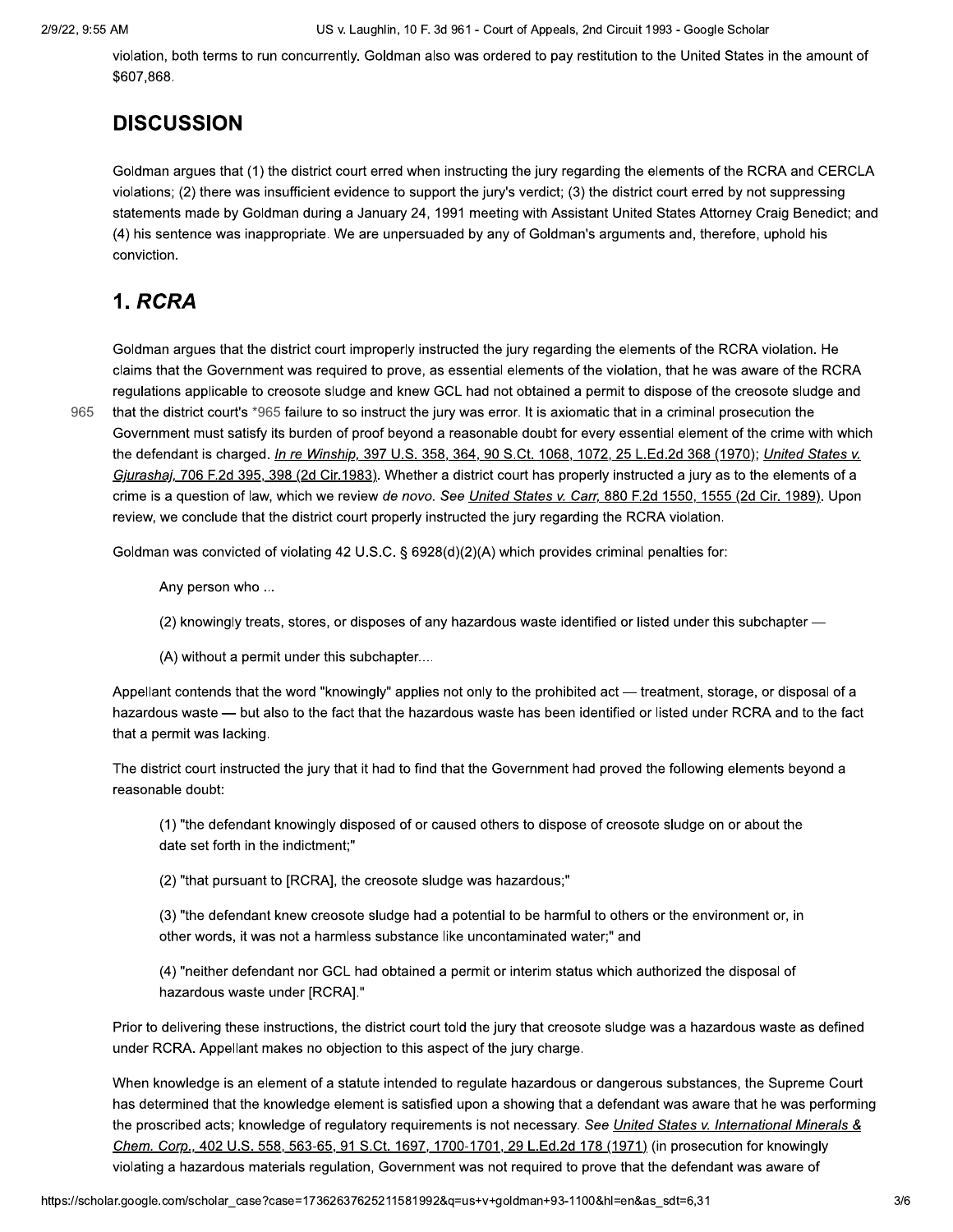violation, both terms to run concurrently. Goldman also was ordered to pay restitution to the United States in the amount of $607,868.

## DISCUSSION

Goldman argues that (1) the district court erred when instructing the jury regarding the elements of the RCRA and CERCLA violations; (2) there was insufficient evidence to support the jury's verdict; (3) the district court erred by not suppressing statements made by Goldman during a January 24, 1991 meeting with Assistant United States Attorney Craig Benedict; and (4) his sentence was inappropriate. We are unpersuaded by any of Goldman's arguments and, therefore, uphold his conviction.

## 1. *RCRA*

Goldman argues that the district court improperly instructed the jury regarding the elements of the RCRA violation. He claims that the Government was required to prove, as essential elements of the violation, that he was aware of the RCRA regulations applicable to creosote sludge and knew GCL had not obtained a permit to dispose of the creosote sludge and that the district court's *965 failure to so instruct the jury was error. It is axiomatic that in a criminal prosecution the Government must satisfy its burden of proof beyond a reasonable doubt for every essential element of the crime with which the defendant is charged. *In re Winship,* 397 U.S. 358, 364, 90 S.Ct. 1068, 1072, 25 L.Ed.2d 368 (1970); *United States v. Gjurashaj,* 706 F.2d 395, 398 (2d Cir.1983). Whether a district court has properly instructed a jury as to the elements of a crime is a question of law, which we review *de novo. See United States v. Carr,* 880 F.2d 1550, 1555 (2d Cir. 1989). Upon review, we conclude that the district court properly instructed the jury regarding the RCRA violation.

Goldman was convicted of violating 42 U.S.C. § 6928(d)(2)(A) which provides criminal penalties for:

> Any person who ...
>
> (2) knowingly treats, stores, or disposes of any hazardous waste identified or listed under this subchapter —
>
> (A) without a permit under this subchapter....

Appellant contends that the word "knowingly" applies not only to the prohibited act — treatment, storage, or disposal of a hazardous waste — but also to the fact that the hazardous waste has been identified or listed under RCRA and to the fact that a permit was lacking.

The district court instructed the jury that it had to find that the Government had proved the following elements beyond a reasonable doubt:

> (1) "the defendant knowingly disposed of or caused others to dispose of creosote sludge on or about the date set forth in the indictment;"
>
> (2) "that pursuant to [RCRA], the creosote sludge was hazardous;"
>
> (3) "the defendant knew creosote sludge had a potential to be harmful to others or the environment or, in other words, it was not a harmless substance like uncontaminated water;" and
>
> (4) "neither defendant nor GCL had obtained a permit or interim status which authorized the disposal of hazardous waste under [RCRA]."

Prior to delivering these instructions, the district court told the jury that creosote sludge was a hazardous waste as defined under RCRA. Appellant makes no objection to this aspect of the jury charge.

When knowledge is an element of a statute intended to regulate hazardous or dangerous substances, the Supreme Court has determined that the knowledge element is satisfied upon a showing that a defendant was aware that he was performing the proscribed acts; knowledge of regulatory requirements is not necessary. *See United States v. International Minerals & Chem. Corp.,* 402 U.S. 558, 563-65, 91 S.Ct. 1697, 1700-1701, 29 L.Ed.2d 178 (1971) (in prosecution for knowingly violating a hazardous materials regulation, Government was not required to prove that the defendant was aware of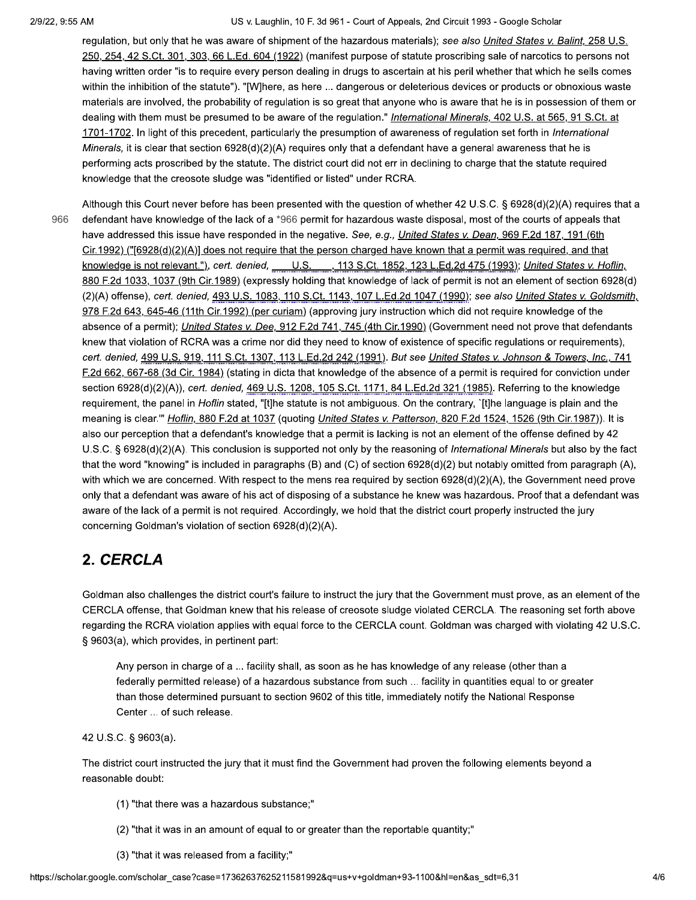regulation, but only that he was aware of shipment of the hazardous materials); *see also* United States v. Balint, 258 U.S. 250, 254, 42 S.Ct. 301, 303, 66 L.Ed. 604 (1922) (manifest purpose of statute proscribing sale of narcotics to persons not having written order "is to require every person dealing in drugs to ascertain at his peril whether that which he sells comes within the inhibition of the statute"). "[W]here, as here ... dangerous or deleterious devices or products or obnoxious waste materials are involved, the probability of regulation is so great that anyone who is aware that he is in possession of them or dealing with them must be presumed to be aware of the regulation." *International Minerals,* 402 U.S. at 565, 91 S.Ct. at 1701-1702. In light of this precedent, particularly the presumption of awareness of regulation set forth in *International Minerals,* it is clear that section 6928(d)(2)(A) requires only that a defendant have a general awareness that he is performing acts proscribed by the statute. The district court did not err in declining to charge that the statute required knowledge that the creosote sludge was "identified or listed" under RCRA.

Although this Court never before has been presented with the question of whether 42 U.S.C. § 6928(d)(2)(A) requires that a defendant have knowledge of the lack of a *966 permit for hazardous waste disposal, most of the courts of appeals that have addressed this issue have responded in the negative. *See, e.g.,* United States v. Dean, 969 F.2d 187, 191 (6th Cir.1992) ("[6928(d)(2)(A)] does not require that the person charged have known that a permit was required, and that knowledge is not relevant."), *cert. denied,* ___ U.S. ___, 113 S.Ct. 1852, 123 L.Ed.2d 475 (1993); United States v. Hoflin, 880 F.2d 1033, 1037 (9th Cir.1989) (expressly holding that knowledge of lack of permit is not an element of section 6928(d)(2)(A) offense), *cert. denied,* 493 U.S. 1083, 110 S.Ct. 1143, 107 L.Ed.2d 1047 (1990); *see also* United States v. Goldsmith, 978 F.2d 643, 645-46 (11th Cir.1992) (per curiam) (approving jury instruction which did not require knowledge of the absence of a permit); United States v. Dee, 912 F.2d 741, 745 (4th Cir.1990) (Government need not prove that defendants knew that violation of RCRA was a crime nor did they need to know of existence of specific regulations or requirements), *cert. denied,* 499 U.S. 919, 111 S.Ct. 1307, 113 L.Ed.2d 242 (1991). *But see* United States v. Johnson & Towers, Inc., 741 F.2d 662, 667-68 (3d Cir. 1984) (stating in dicta that knowledge of the absence of a permit is required for conviction under section 6928(d)(2)(A)), *cert. denied,* 469 U.S. 1208, 105 S.Ct. 1171, 84 L.Ed.2d 321 (1985). Referring to the knowledge requirement, the panel in *Hoflin* stated, "[t]he statute is not ambiguous. On the contrary, `[t]he language is plain and the meaning is clear.'" *Hoflin,* 880 F.2d at 1037 (quoting United States v. Patterson, 820 F.2d 1524, 1526 (9th Cir.1987)). It is also our perception that a defendant's knowledge that a permit is lacking is not an element of the offense defined by 42 U.S.C. § 6928(d)(2)(A). This conclusion is supported not only by the reasoning of *International Minerals* but also by the fact that the word "knowing" is included in paragraphs (B) and (C) of section 6928(d)(2) but notably omitted from paragraph (A), with which we are concerned. With respect to the mens rea required by section 6928(d)(2)(A), the Government need prove only that a defendant was aware of his act of disposing of a substance he knew was hazardous. Proof that a defendant was aware of the lack of a permit is not required. Accordingly, we hold that the district court properly instructed the jury concerning Goldman's violation of section 6928(d)(2)(A).

## 2. *CERCLA*

Goldman also challenges the district court's failure to instruct the jury that the Government must prove, as an element of the CERCLA offense, that Goldman knew that his release of creosote sludge violated CERCLA. The reasoning set forth above regarding the RCRA violation applies with equal force to the CERCLA count. Goldman was charged with violating 42 U.S.C. § 9603(a), which provides, in pertinent part:

> Any person in charge of a ... facility shall, as soon as he has knowledge of any release (other than a federally permitted release) of a hazardous substance from such ... facility in quantities equal to or greater than those determined pursuant to section 9602 of this title, immediately notify the National Response Center ... of such release.

42 U.S.C. § 9603(a).

The district court instructed the jury that it must find the Government had proven the following elements beyond a reasonable doubt:

> (1) "that there was a hazardous substance;"
>
> (2) "that it was in an amount of equal to or greater than the reportable quantity;"
>
> (3) "that it was released from a facility;"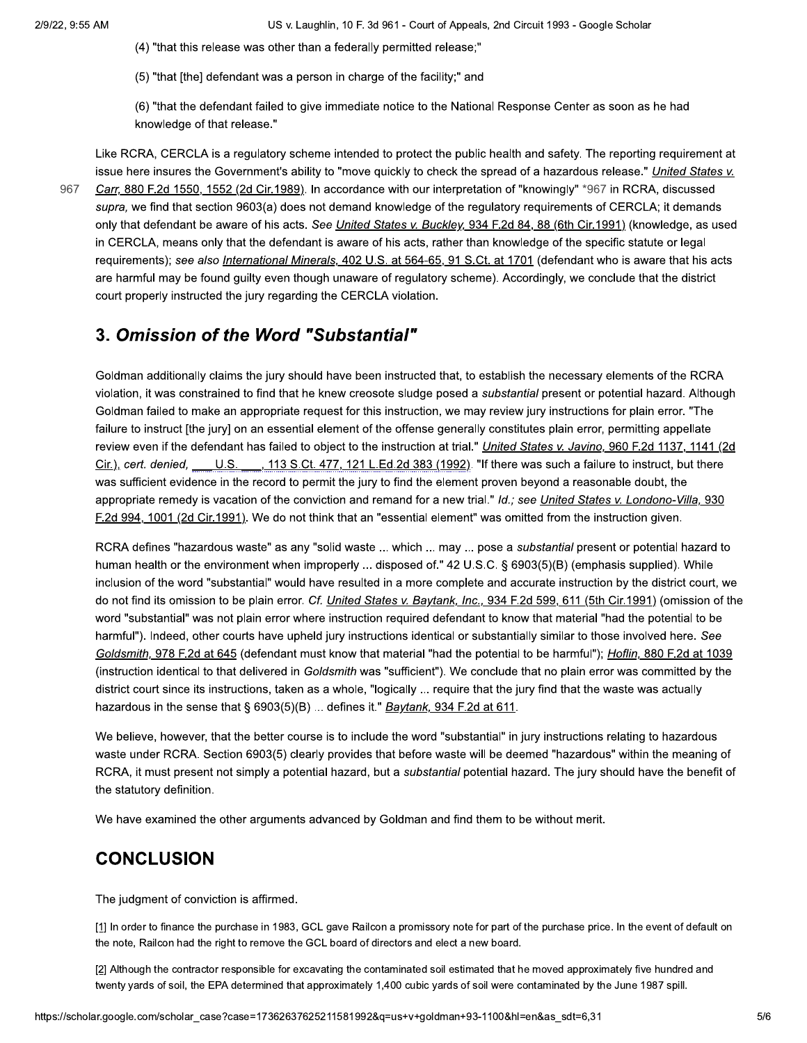(4) "that this release was other than a federally permitted release;"

(5) "that [the] defendant was a person in charge of the facility;" and

(6) "that the defendant failed to give immediate notice to the National Response Center as soon as he had knowledge of that release."

Like RCRA, CERCLA is a regulatory scheme intended to protect the public health and safety. The reporting requirement at issue here insures the Government's ability to "move quickly to check the spread of a hazardous release." *United States v. Carr,* 880 F.2d 1550, 1552 (2d Cir.1989). In accordance with our interpretation of "knowingly" *967 in RCRA, discussed *supra,* we find that section 9603(a) does not demand knowledge of the regulatory requirements of CERCLA; it demands only that defendant be aware of his acts. *See United States v. Buckley,* 934 F.2d 84, 88 (6th Cir.1991) (knowledge, as used in CERCLA, means only that the defendant is aware of his acts, rather than knowledge of the specific statute or legal requirements); *see also International Minerals,* 402 U.S. at 564-65, 91 S.Ct. at 1701 (defendant who is aware that his acts are harmful may be found guilty even though unaware of regulatory scheme). Accordingly, we conclude that the district court properly instructed the jury regarding the CERCLA violation.

## 3. *Omission of the Word "Substantial"*

Goldman additionally claims the jury should have been instructed that, to establish the necessary elements of the RCRA violation, it was constrained to find that he knew creosote sludge posed a *substantial* present or potential hazard. Although Goldman failed to make an appropriate request for this instruction, we may review jury instructions for plain error. "The failure to instruct [the jury] on an essential element of the offense generally constitutes plain error, permitting appellate review even if the defendant has failed to object to the instruction at trial." *United States v. Javino,* 960 F.2d 1137, 1141 (2d Cir.), *cert. denied,* ___ U.S. ___, 113 S.Ct. 477, 121 L.Ed.2d 383 (1992). "If there was such a failure to instruct, but there was sufficient evidence in the record to permit the jury to find the element proven beyond a reasonable doubt, the appropriate remedy is vacation of the conviction and remand for a new trial." *Id.; see United States v. Londono-Villa,* 930 F.2d 994, 1001 (2d Cir.1991). We do not think that an "essential element" was omitted from the instruction given.

RCRA defines "hazardous waste" as any "solid waste ... which ... may ... pose a *substantial* present or potential hazard to human health or the environment when improperly ... disposed of." 42 U.S.C. § 6903(5)(B) (emphasis supplied). While inclusion of the word "substantial" would have resulted in a more complete and accurate instruction by the district court, we do not find its omission to be plain error. *Cf. United States v. Baytank, Inc.,* 934 F.2d 599, 611 (5th Cir.1991) (omission of the word "substantial" was not plain error where instruction required defendant to know that material "had the potential to be harmful"). Indeed, other courts have upheld jury instructions identical or substantially similar to those involved here. *See Goldsmith,* 978 F.2d at 645 (defendant must know that material "had the potential to be harmful"); *Hoflin,* 880 F.2d at 1039 (instruction identical to that delivered in *Goldsmith* was "sufficient"). We conclude that no plain error was committed by the district court since its instructions, taken as a whole, "logically ... require that the jury find that the waste was actually hazardous in the sense that § 6903(5)(B) ... defines it." *Baytank,* 934 F.2d at 611.

We believe, however, that the better course is to include the word "substantial" in jury instructions relating to hazardous waste under RCRA. Section 6903(5) clearly provides that before waste will be deemed "hazardous" within the meaning of RCRA, it must present not simply a potential hazard, but a *substantial* potential hazard. The jury should have the benefit of the statutory definition.

We have examined the other arguments advanced by Goldman and find them to be without merit.

## CONCLUSION

The judgment of conviction is affirmed.

[1] In order to finance the purchase in 1983, GCL gave Railcon a promissory note for part of the purchase price. In the event of default on the note, Railcon had the right to remove the GCL board of directors and elect a new board.

[2] Although the contractor responsible for excavating the contaminated soil estimated that he moved approximately five hundred and twenty yards of soil, the EPA determined that approximately 1,400 cubic yards of soil were contaminated by the June 1987 spill.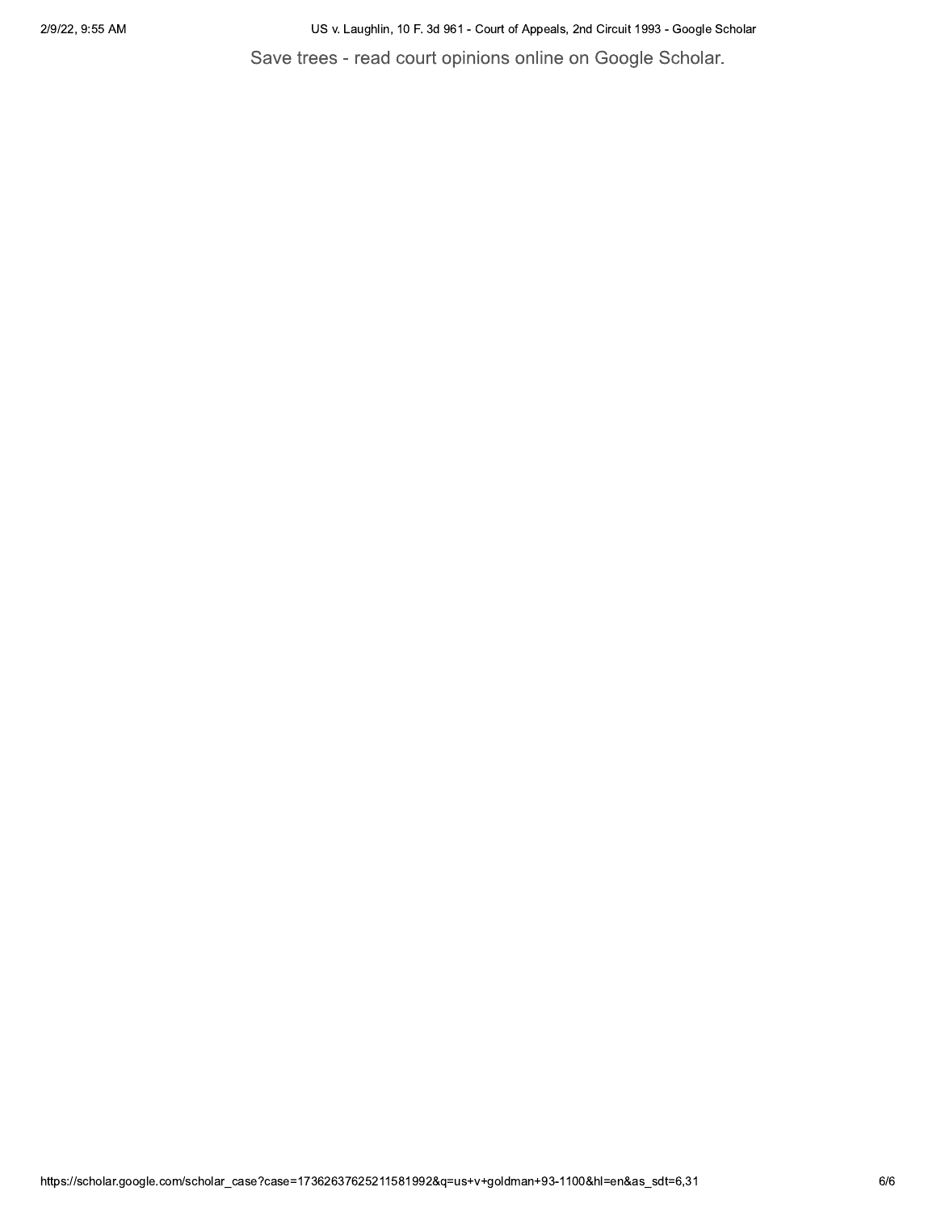Save trees - read court opinions online on Google Scholar.